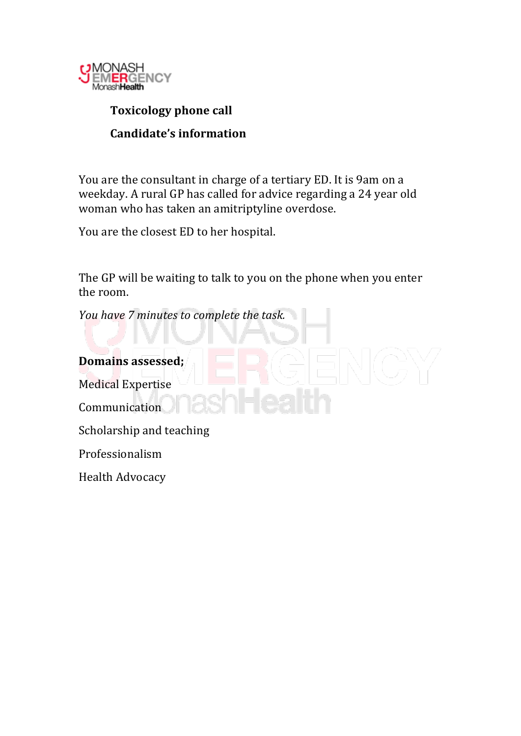**Toxicology phone call**

**Candidate's information**

You are the consultant in charge of a tertiary ED. It is 9am on a weekday. A rural GP has called for advice regarding a 24 year old woman who has taken an amitriptyline overdose.

You are the closest ED to her hospital.

The GP will be waiting to talk to you on the phone when you enter the room.

*You have 7 minutes to complete the task.*

**Domains assessed;**

Medical Expertise

Communication

Scholarship and teaching

Professionalism

Health Advocacy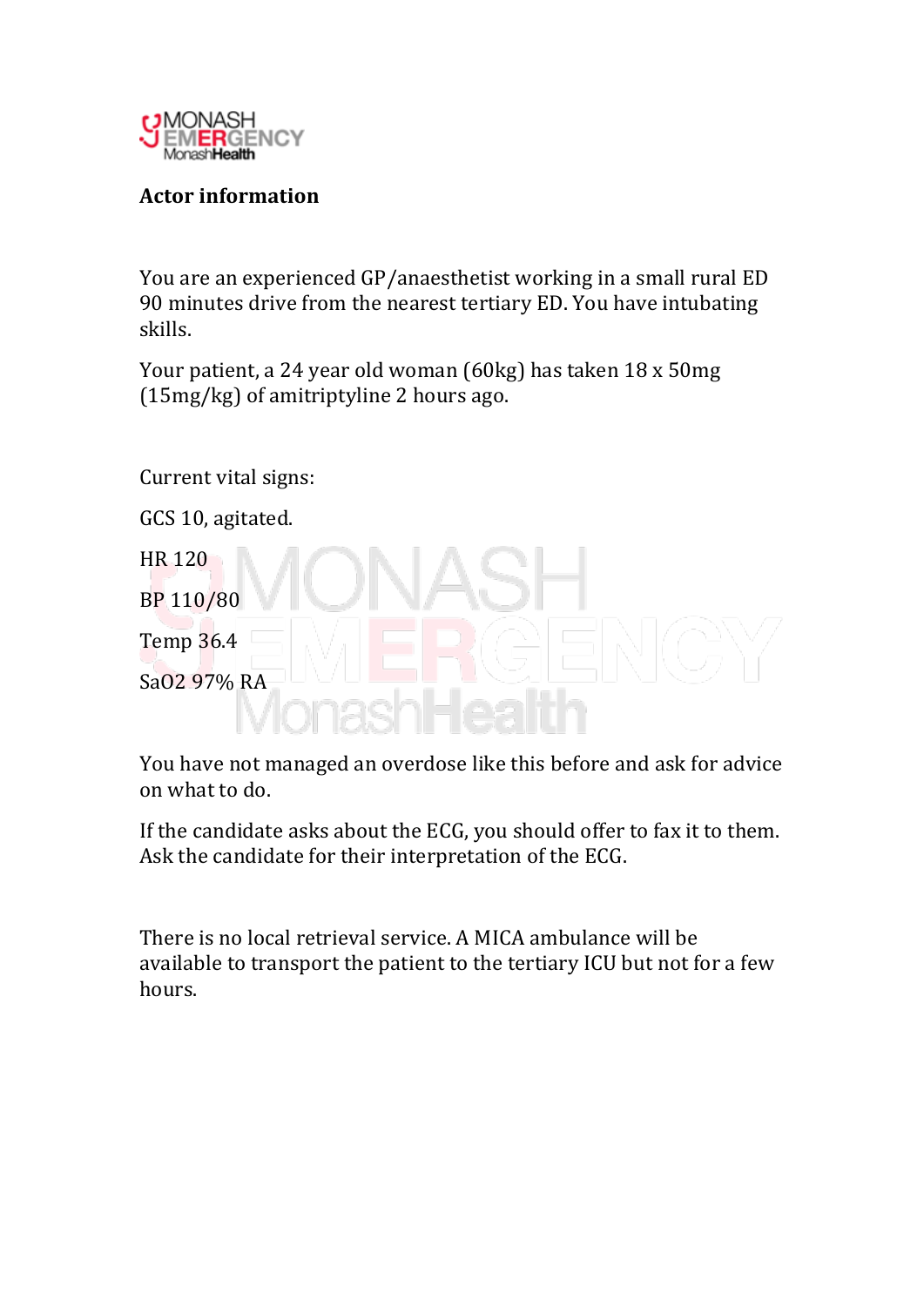**Actor information**

You are an experienced GP/anaesthetist working in a small rural ED 90 minutes drive from the nearest tertiary ED. You have intubating skills.

Your patient, a 24 year old woman (60kg) has taken 18 x 50mg (15mg/kg) of amitriptyline 2 hours ago.

Current vital signs:

GCS 10, agitated.

HR 120

BP 110/80

Temp 36.4

SaO2 97% RA

You have not managed an overdose like this before and ask for advice on what to do.

If the candidate asks about the ECG, you should offer to fax it to them. Ask the candidate for their interpretation of the ECG.

There is no local retrieval service. A MICA ambulance will be available to transport the patient to the tertiary ICU but not for a few hours.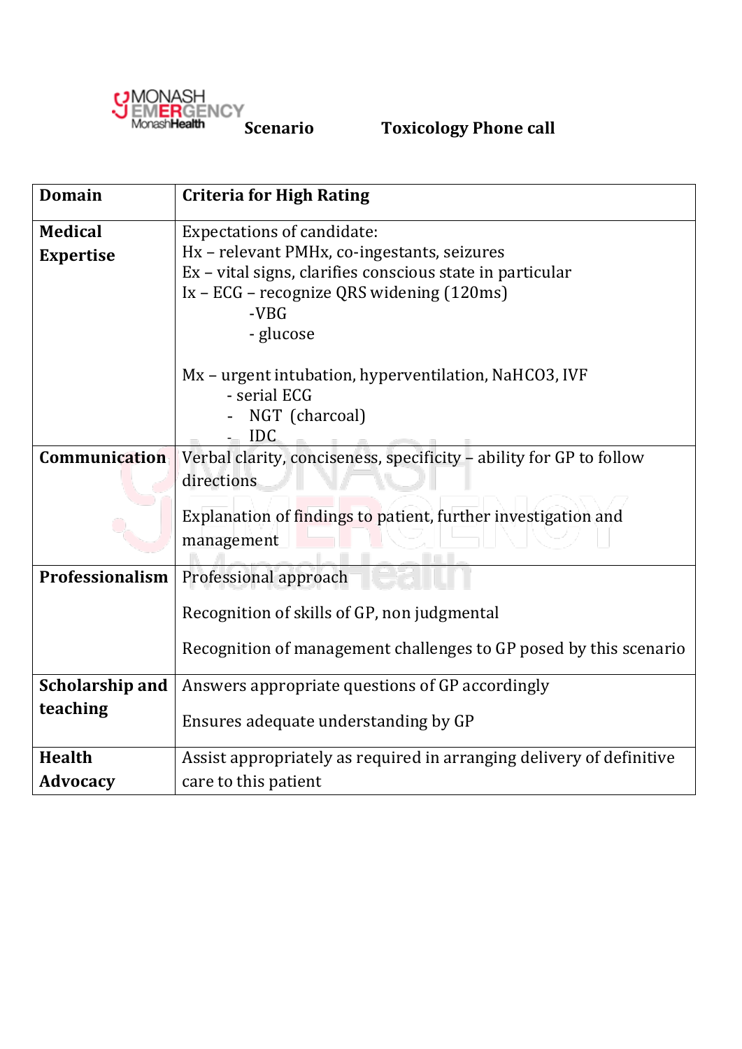**Scenario** **Toxicology Phone call**

| Domain | Criteria for High Rating |
| --- | --- |
| **Medical Expertise** | Expectations of candidate:<br>Hx – relevant PMHx, co-ingestants, seizures<br>Ex – vital signs, clarifies conscious state in particular<br>Ix – ECG – recognize QRS widening (120ms)<br>-VBG<br>- glucose<br><br>Mx – urgent intubation, hyperventilation, $NaHCO_3$, IVF<br>- serial ECG<br>- NGT (charcoal)<br>- IDC |
| **Communication** | Verbal clarity, conciseness, specificity – ability for GP to follow directions<br><br>Explanation of findings to patient, further investigation and management |
| **Professionalism** | Professional approach<br><br>Recognition of skills of GP, non judgmental<br><br>Recognition of management challenges to GP posed by this scenario |
| **Scholarship and teaching** | Answers appropriate questions of GP accordingly<br><br>Ensures adequate understanding by GP |
| **Health Advocacy** | Assist appropriately as required in arranging delivery of definitive care to this patient |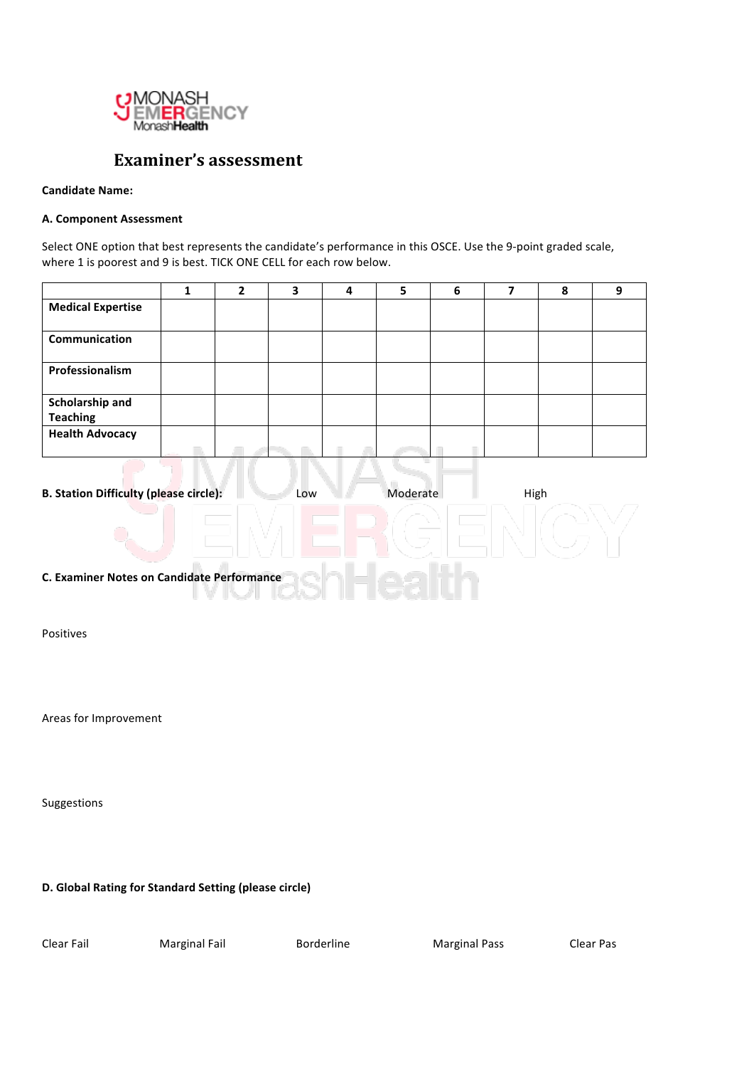# Examiner's assessment

**Candidate Name:**

**A. Component Assessment**

Select ONE option that best represents the candidate's performance in this OSCE. Use the 9-point graded scale, where 1 is poorest and 9 is best. TICK ONE CELL for each row below.

| | 1 | 2 | 3 | 4 | 5 | 6 | 7 | 8 | 9 |
|---|---|---|---|---|---|---|---|---|---|
| **Medical Expertise** | | | | | | | | | |
| **Communication** | | | | | | | | | |
| **Professionalism** | | | | | | | | | |
| **Scholarship and Teaching** | | | | | | | | | |
| **Health Advocacy** | | | | | | | | | |

**B. Station Difficulty (please circle):** Low Moderate High

**C. Examiner Notes on Candidate Performance**

Positives

Areas for Improvement

Suggestions

**D. Global Rating for Standard Setting (please circle)**

Clear Fail Marginal Fail Borderline Marginal Pass Clear Pas